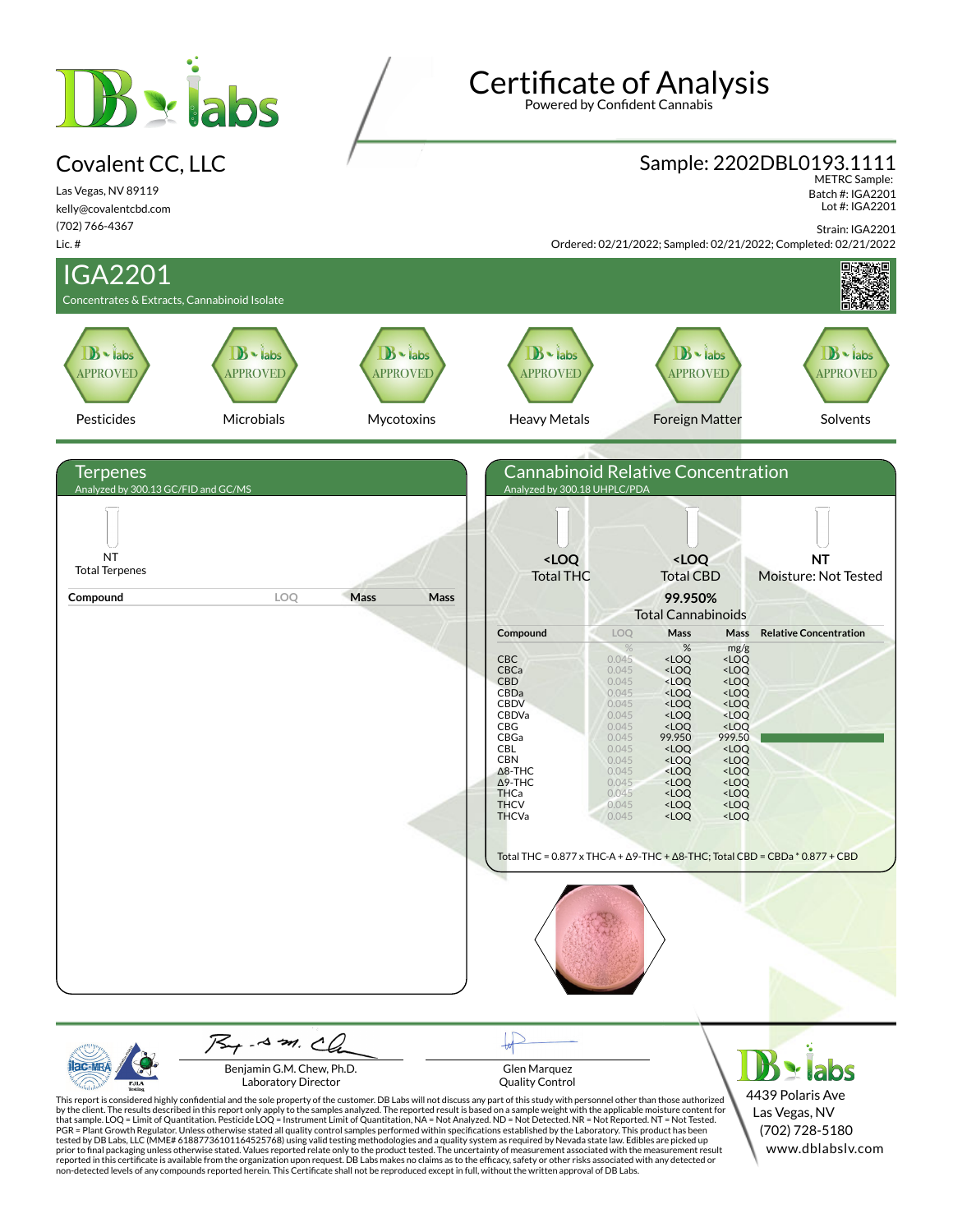# Certificate of Analysis

Powered by Confident Cannabis

## Covalent CC, LLC

Las Vegas, NV 89119
kelly@covalentcbd.com
(702) 766-4367
Lic. #

## Sample: 2202DBL0193.1111

METRC Sample:
Batch #: IGA2201
Lot #: IGA2201

Strain: IGA2201
Ordered: 02/21/2022; Sampled: 02/21/2022; Completed: 02/21/2022

## IGA2201

Concentrates & Extracts, Cannabinoid Isolate

| Pesticides | Microbials | Mycotoxins | Heavy Metals | Foreign Matter | Solvents |
|---|---|---|---|---|---|
| APPROVED | APPROVED | APPROVED | APPROVED | APPROVED | APPROVED |

### Terpenes

Analyzed by 300.13 GC/FID and GC/MS

NT
Total Terpenes

| Compound | LOQ | Mass | Mass |
|---|---|---|---|

### Cannabinoid Relative Concentration

Analyzed by 300.18 UHPLC/PDA

**<LOQ** Total THC | **<LOQ** Total CBD | **NT** Moisture: Not Tested

**99.950%** Total Cannabinoids

| Compound | LOQ % | Mass % | Mass mg/g | Relative Concentration |
|---|---|---|---|---|
| CBC | 0.045 | <LOQ | <LOQ | |
| CBCa | 0.045 | <LOQ | <LOQ | |
| CBD | 0.045 | <LOQ | <LOQ | |
| CBDa | 0.045 | <LOQ | <LOQ | |
| CBDV | 0.045 | <LOQ | <LOQ | |
| CBDVa | 0.045 | <LOQ | <LOQ | |
| CBG | 0.045 | <LOQ | <LOQ | |
| CBGa | 0.045 | 99.950 | 999.50 | |
| CBL | 0.045 | <LOQ | <LOQ | |
| CBN | 0.045 | <LOQ | <LOQ | |
| Δ8-THC | 0.045 | <LOQ | <LOQ | |
| Δ9-THC | 0.045 | <LOQ | <LOQ | |
| THCa | 0.045 | <LOQ | <LOQ | |
| THCV | 0.045 | <LOQ | <LOQ | |
| THCVa | 0.045 | <LOQ | <LOQ | |

Total THC = 0.877 x THC-A + Δ9-THC + Δ8-THC; Total CBD = CBDa * 0.877 + CBD

Benjamin G.M. Chew, Ph.D.
Laboratory Director

Glen Marquez
Quality Control

DB labs
4439 Polaris Ave
Las Vegas, NV
(702) 728-5180
www.dblabslv.com

This report is considered highly confidential and the sole property of the customer. DB Labs will not discuss any part of this study with personnel other than those authorized by the client. The results described in this report only apply to the samples analyzed. The reported result is based on a sample weight with the applicable moisture content for that sample. LOQ = Limit of Quantitation. Pesticide LOQ = Instrument Limit of Quantitation, NA = Not Analyzed. ND = Not Detected. NR = Not Reported. NT = Not Tested. PGR = Plant Growth Regulator. Unless otherwise stated all quality control samples performed within specifications established by the Laboratory. This product has been tested by DB Labs, LLC (MME# 61887736101164525768) using valid testing methodologies and a quality system as required by Nevada state law. Edibles are picked up prior to final packaging unless otherwise stated. Values reported relate only to the product tested. The uncertainty of measurement associated with the measurement result reported in this certificate is available from the organization upon request. DB Labs makes no claims as to the efficacy, safety or other risks associated with any detected or non-detected levels of any compounds reported herein. This Certificate shall not be reproduced except in full, without the written approval of DB Labs.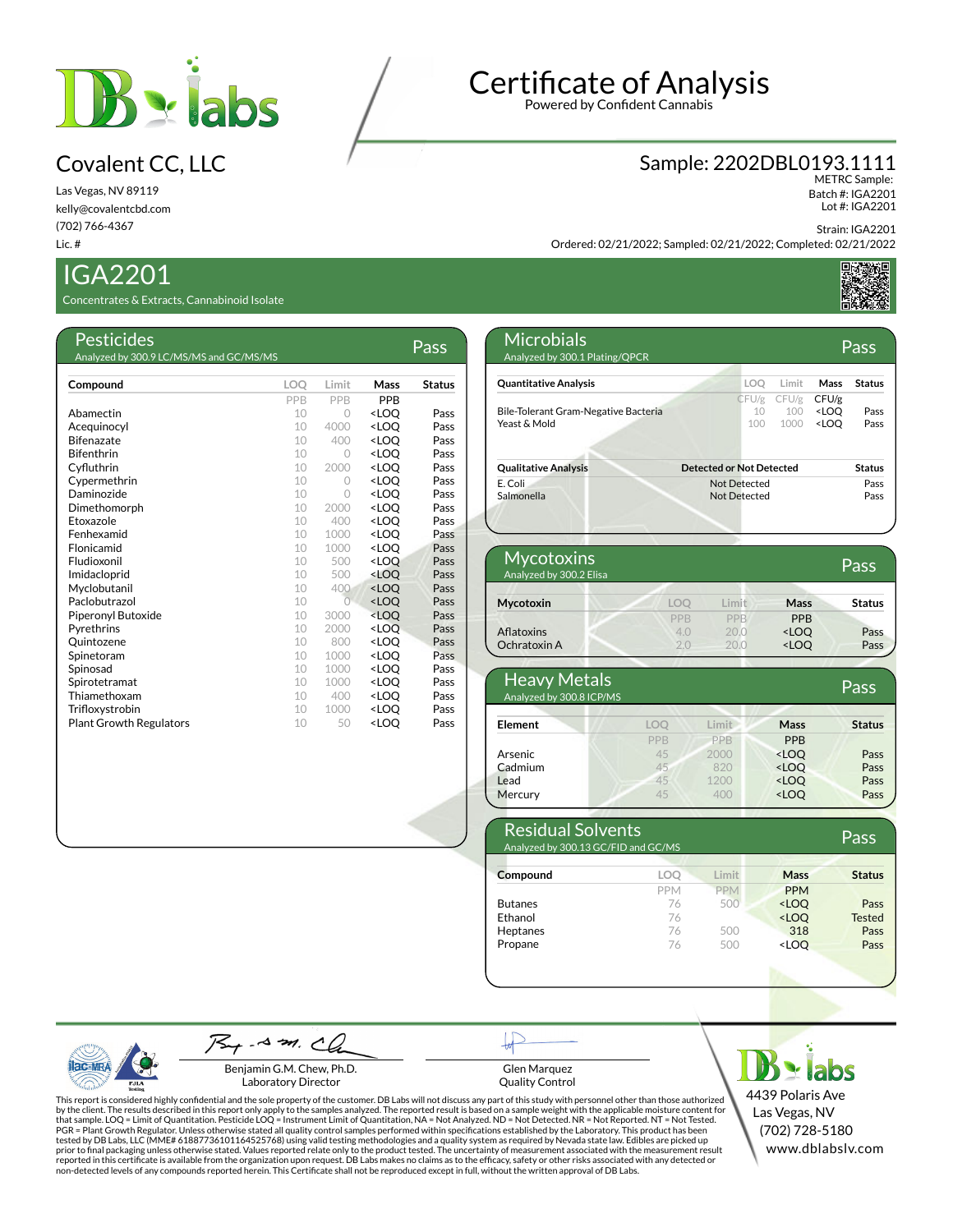# Certificate of Analysis

Powered by Confident Cannabis

## Covalent CC, LLC

Las Vegas, NV 89119
kelly@covalentcbd.com
(702) 766-4367
Lic. #

## Sample: 2202DBL0193.1111

METRC Sample:
Batch #: IGA2201
Lot #: IGA2201

Strain: IGA2201
Ordered: 02/21/2022; Sampled: 02/21/2022; Completed: 02/21/2022

## IGA2201

Concentrates & Extracts, Cannabinoid Isolate

### Pesticides — Pass

Analyzed by 300.9 LC/MS/MS and GC/MS/MS

| Compound | LOQ | Limit | Mass | Status |
|---|---|---|---|---|
| | PPB | PPB | PPB | |
| Abamectin | 10 | 0 | <LOQ | Pass |
| Acequinocyl | 10 | 4000 | <LOQ | Pass |
| Bifenazate | 10 | 400 | <LOQ | Pass |
| Bifenthrin | 10 | 0 | <LOQ | Pass |
| Cyfluthrin | 10 | 2000 | <LOQ | Pass |
| Cypermethrin | 10 | 0 | <LOQ | Pass |
| Daminozide | 10 | 0 | <LOQ | Pass |
| Dimethomorph | 10 | 2000 | <LOQ | Pass |
| Etoxazole | 10 | 400 | <LOQ | Pass |
| Fenhexamid | 10 | 1000 | <LOQ | Pass |
| Flonicamid | 10 | 1000 | <LOQ | Pass |
| Fludioxonil | 10 | 500 | <LOQ | Pass |
| Imidacloprid | 10 | 500 | <LOQ | Pass |
| Myclobutanil | 10 | 400 | <LOQ | Pass |
| Paclobutrazol | 10 | 0 | <LOQ | Pass |
| Piperonyl Butoxide | 10 | 3000 | <LOQ | Pass |
| Pyrethrins | 10 | 2000 | <LOQ | Pass |
| Quintozene | 10 | 800 | <LOQ | Pass |
| Spinetoram | 10 | 1000 | <LOQ | Pass |
| Spinosad | 10 | 1000 | <LOQ | Pass |
| Spirotetramat | 10 | 1000 | <LOQ | Pass |
| Thiamethoxam | 10 | 400 | <LOQ | Pass |
| Trifloxystrobin | 10 | 1000 | <LOQ | Pass |
| Plant Growth Regulators | 10 | 50 | <LOQ | Pass |

### Microbials — Pass

Analyzed by 300.1 Plating/QPCR

| Quantitative Analysis | LOQ | Limit | Mass | Status |
|---|---|---|---|---|
| | CFU/g | CFU/g | CFU/g | |
| Bile-Tolerant Gram-Negative Bacteria | 10 | 100 | <LOQ | Pass |
| Yeast & Mold | 100 | 1000 | <LOQ | Pass |

| Qualitative Analysis | Detected or Not Detected | Status |
|---|---|---|
| E. Coli | Not Detected | Pass |
| Salmonella | Not Detected | Pass |

### Mycotoxins — Pass

Analyzed by 300.2 Elisa

| Mycotoxin | LOQ | Limit | Mass | Status |
|---|---|---|---|---|
| | PPB | PPB | PPB | |
| Aflatoxins | 4.0 | 20.0 | <LOQ | Pass |
| Ochratoxin A | 2.0 | 20.0 | <LOQ | Pass |

### Heavy Metals — Pass

Analyzed by 300.8 ICP/MS

| Element | LOQ | Limit | Mass | Status |
|---|---|---|---|---|
| | PPB | PPB | PPB | |
| Arsenic | 45 | 2000 | <LOQ | Pass |
| Cadmium | 45 | 820 | <LOQ | Pass |
| Lead | 45 | 1200 | <LOQ | Pass |
| Mercury | 45 | 400 | <LOQ | Pass |

### Residual Solvents — Pass

Analyzed by 300.13 GC/FID and GC/MS

| Compound | LOQ | Limit | Mass | Status |
|---|---|---|---|---|
| | PPM | PPM | PPM | |
| Butanes | 76 | 500 | <LOQ | Pass |
| Ethanol | 76 | | <LOQ | Tested |
| Heptanes | 76 | 500 | 318 | Pass |
| Propane | 76 | 500 | <LOQ | Pass |

Benjamin G.M. Chew, Ph.D.
Laboratory Director

Glen Marquez
Quality Control

This report is considered highly confidential and the sole property of the customer. DB Labs will not discuss any part of this study with personnel other than those authorized by the client. The results described in this report only apply to the samples analyzed. The reported result is based on a sample weight with the applicable moisture content for that sample. LOQ = Limit of Quantitation. Pesticide LOQ = Instrument Limit of Quantitation, NA = Not Analyzed. ND = Not Detected. NR = Not Reported. NT = Not Tested. PGR = Plant Growth Regulator. Unless otherwise stated all quality control samples performed within specifications established by the Laboratory. This product has been tested by DB Labs, LLC (MME# 61887736101164525768) using valid testing methodologies and a quality system as required by Nevada state law. Edibles are picked up prior to final packaging unless otherwise stated. Values reported relate only to the product tested. The uncertainty of measurement associated with the measurement result reported in this certificate is available from the organization upon request. DB Labs makes no claims as to the efficacy, safety or other risks associated with any detected or non-detected levels of any compounds reported herein. This Certificate shall not be reproduced except in full, without the written approval of DB Labs.

4439 Polaris Ave
Las Vegas, NV
(702) 728-5180
www.dblabslv.com